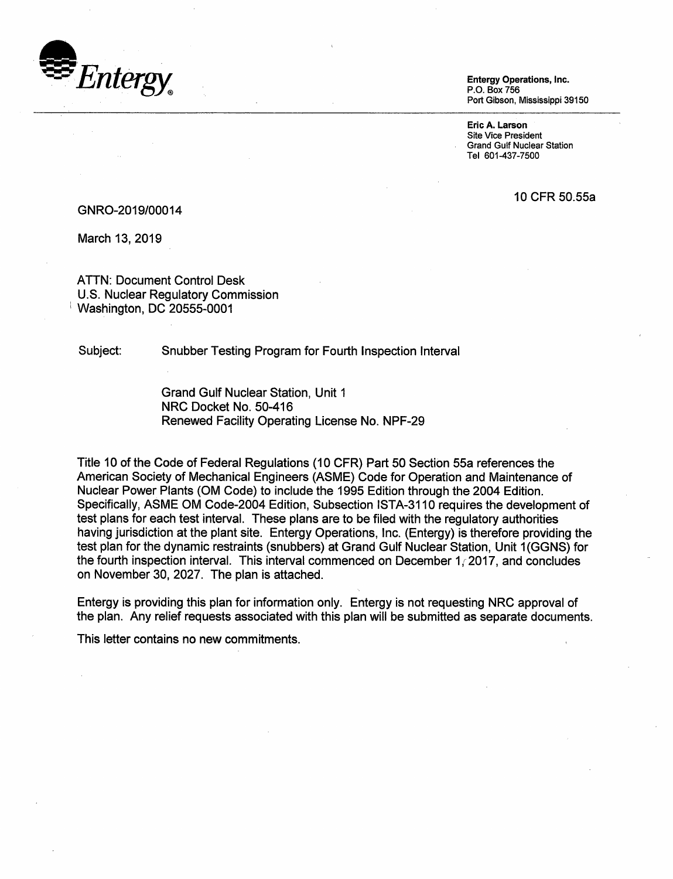Entergy

**Entergy Operations, Inc.**
P.O. Box 756
Port Gibson, Mississippi 39150

**Eric A. Larson**
Site Vice President
Grand Gulf Nuclear Station
Tel 601-437-7500

10 CFR 50.55a

GNRO-2019/00014

March 13, 2019

ATTN: Document Control Desk
U.S. Nuclear Regulatory Commission
Washington, DC 20555-0001

Subject: Snubber Testing Program for Fourth Inspection Interval

Grand Gulf Nuclear Station, Unit 1
NRC Docket No. 50-416
Renewed Facility Operating License No. NPF-29

Title 10 of the Code of Federal Regulations (10 CFR) Part 50 Section 55a references the American Society of Mechanical Engineers (ASME) Code for Operation and Maintenance of Nuclear Power Plants (OM Code) to include the 1995 Edition through the 2004 Edition. Specifically, ASME OM Code-2004 Edition, Subsection ISTA-3110 requires the development of test plans for each test interval. These plans are to be filed with the regulatory authorities having jurisdiction at the plant site. Entergy Operations, Inc. (Entergy) is therefore providing the test plan for the dynamic restraints (snubbers) at Grand Gulf Nuclear Station, Unit 1(GGNS) for the fourth inspection interval. This interval commenced on December 1, 2017, and concludes on November 30, 2027. The plan is attached.

Entergy is providing this plan for information only. Entergy is not requesting NRC approval of the plan. Any relief requests associated with this plan will be submitted as separate documents.

This letter contains no new commitments.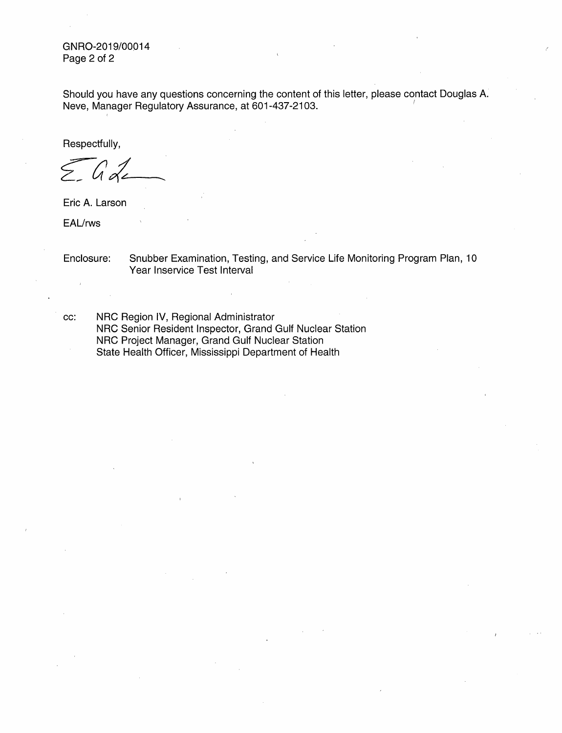Should you have any questions concerning the content of this letter, please contact Douglas A. Neve, Manager Regulatory Assurance, at 601-437-2103.

Respectfully,

Eric A. Larson

EAL/rws

Enclosure: Snubber Examination, Testing, and Service Life Monitoring Program Plan, 10 Year Inservice Test Interval

cc: NRC Region IV, Regional Administrator
NRC Senior Resident Inspector, Grand Gulf Nuclear Station
NRC Project Manager, Grand Gulf Nuclear Station
State Health Officer, Mississippi Department of Health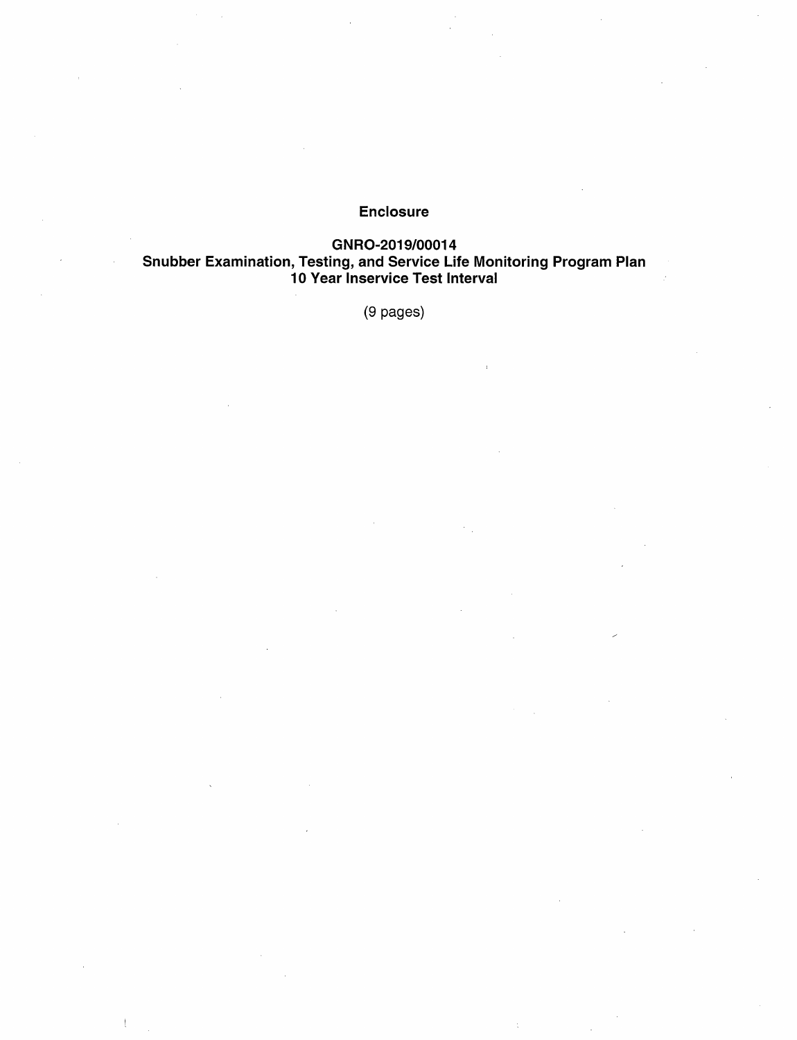**Enclosure**

**GNRO-2019/00014**
**Snubber Examination, Testing, and Service Life Monitoring Program Plan**
**10 Year Inservice Test Interval**

(9 pages)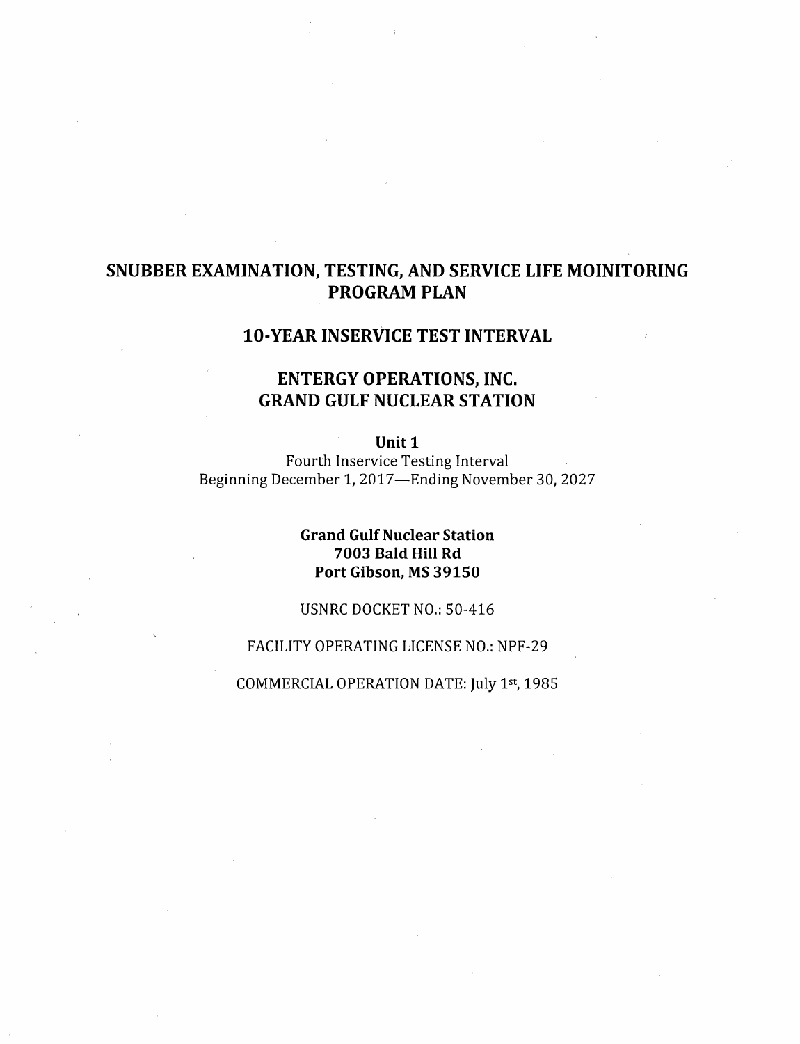# SNUBBER EXAMINATION, TESTING, AND SERVICE LIFE MOINITORING PROGRAM PLAN

## 10-YEAR INSERVICE TEST INTERVAL

## ENTERGY OPERATIONS, INC.
## GRAND GULF NUCLEAR STATION

**Unit 1**

Fourth Inservice Testing Interval
Beginning December 1, 2017—Ending November 30, 2027

**Grand Gulf Nuclear Station**
**7003 Bald Hill Rd**
**Port Gibson, MS 39150**

USNRC DOCKET NO.: 50-416

FACILITY OPERATING LICENSE NO.: NPF-29

COMMERCIAL OPERATION DATE: July 1st, 1985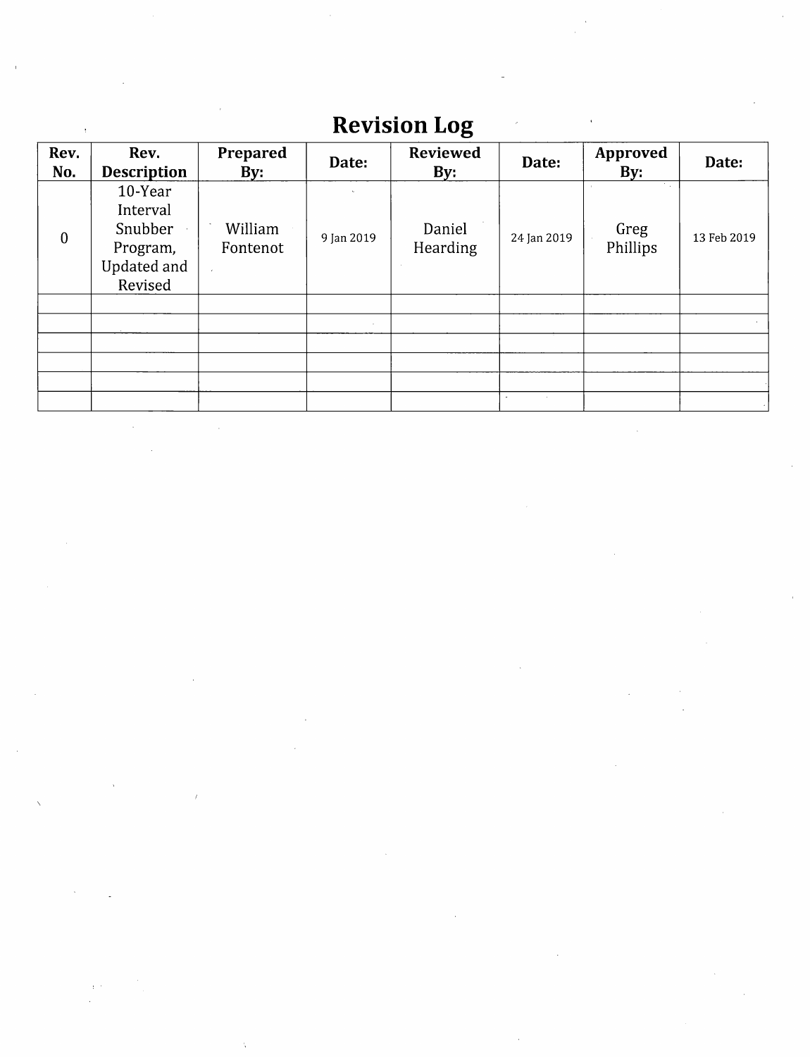# Revision Log

| Rev. No. | Rev. Description | Prepared By: | Date: | Reviewed By: | Date: | Approved By: | Date: |
|---|---|---|---|---|---|---|---|
| 0 | 10-Year Interval Snubber Program, Updated and Revised | William Fontenot | 9 Jan 2019 | Daniel Hearding | 24 Jan 2019 | Greg Phillips | 13 Feb 2019 |
| | | | | | | | |
| | | | | | | | |
| | | | | | | | |
| | | | | | | | |
| | | | | | | | |
| | | | | | | | |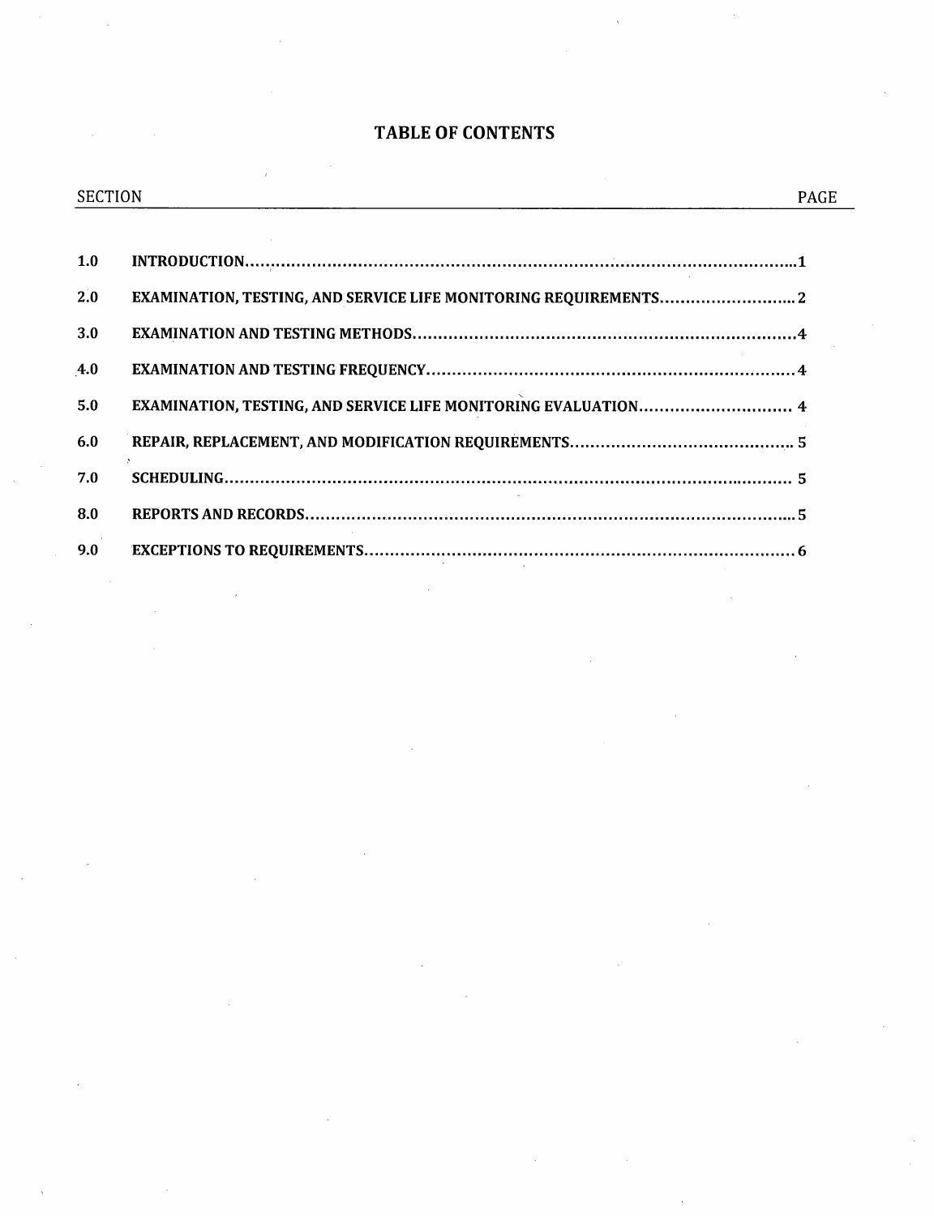# TABLE OF CONTENTS

| SECTION | | PAGE |
|---|---|---|
| 1.0 | INTRODUCTION | 1 |
| 2.0 | EXAMINATION, TESTING, AND SERVICE LIFE MONITORING REQUIREMENTS | 2 |
| 3.0 | EXAMINATION AND TESTING METHODS | 4 |
| 4.0 | EXAMINATION AND TESTING FREQUENCY | 4 |
| 5.0 | EXAMINATION, TESTING, AND SERVICE LIFE MONITORING EVALUATION | 4 |
| 6.0 | REPAIR, REPLACEMENT, AND MODIFICATION REQUIREMENTS | 5 |
| 7.0 | SCHEDULING | 5 |
| 8.0 | REPORTS AND RECORDS | 5 |
| 9.0 | EXCEPTIONS TO REQUIREMENTS | 6 |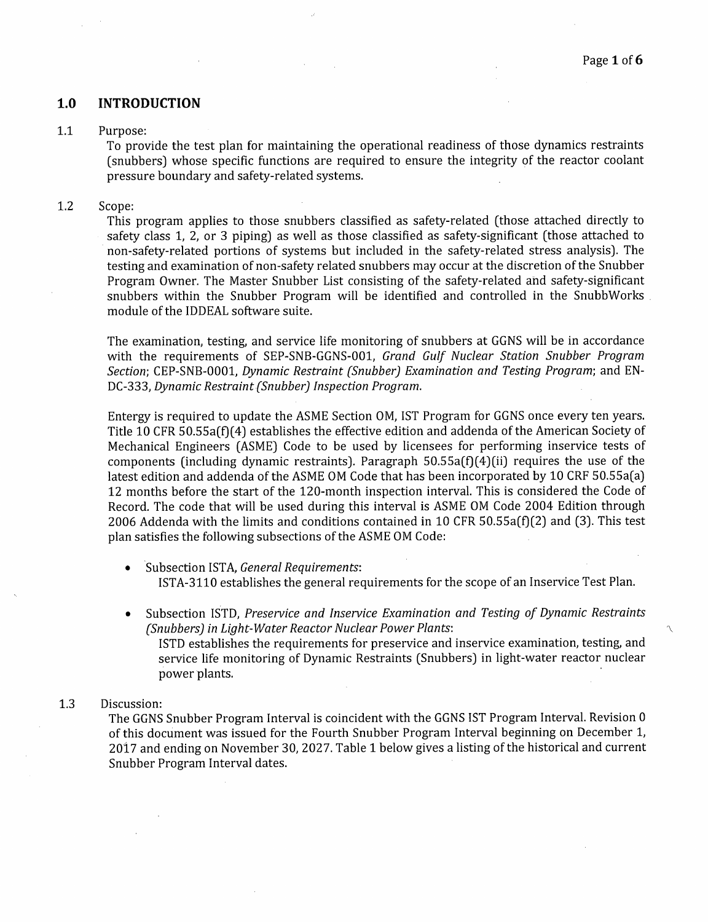## 1.0 INTRODUCTION

1.1 Purpose:

To provide the test plan for maintaining the operational readiness of those dynamics restraints (snubbers) whose specific functions are required to ensure the integrity of the reactor coolant pressure boundary and safety-related systems.

1.2 Scope:

This program applies to those snubbers classified as safety-related (those attached directly to safety class 1, 2, or 3 piping) as well as those classified as safety-significant (those attached to non-safety-related portions of systems but included in the safety-related stress analysis). The testing and examination of non-safety related snubbers may occur at the discretion of the Snubber Program Owner. The Master Snubber List consisting of the safety-related and safety-significant snubbers within the Snubber Program will be identified and controlled in the SnubbWorks module of the IDDEAL software suite.

The examination, testing, and service life monitoring of snubbers at GGNS will be in accordance with the requirements of SEP-SNB-GGNS-001, *Grand Gulf Nuclear Station Snubber Program Section*; CEP-SNB-0001, *Dynamic Restraint (Snubber) Examination and Testing Program*; and EN-DC-333, *Dynamic Restraint (Snubber) Inspection Program*.

Entergy is required to update the ASME Section OM, IST Program for GGNS once every ten years. Title 10 CFR 50.55a(f)(4) establishes the effective edition and addenda of the American Society of Mechanical Engineers (ASME) Code to be used by licensees for performing inservice tests of components (including dynamic restraints). Paragraph 50.55a(f)(4)(ii) requires the use of the latest edition and addenda of the ASME OM Code that has been incorporated by 10 CRF 50.55a(a) 12 months before the start of the 120-month inspection interval. This is considered the Code of Record. The code that will be used during this interval is ASME OM Code 2004 Edition through 2006 Addenda with the limits and conditions contained in 10 CFR 50.55a(f)(2) and (3). This test plan satisfies the following subsections of the ASME OM Code:

- Subsection ISTA, *General Requirements*:
  ISTA-3110 establishes the general requirements for the scope of an Inservice Test Plan.

- Subsection ISTD, *Preservice and Inservice Examination and Testing of Dynamic Restraints (Snubbers) in Light-Water Reactor Nuclear Power Plants*:
  ISTD establishes the requirements for preservice and inservice examination, testing, and service life monitoring of Dynamic Restraints (Snubbers) in light-water reactor nuclear power plants.

1.3 Discussion:

The GGNS Snubber Program Interval is coincident with the GGNS IST Program Interval. Revision 0 of this document was issued for the Fourth Snubber Program Interval beginning on December 1, 2017 and ending on November 30, 2027. Table 1 below gives a listing of the historical and current Snubber Program Interval dates.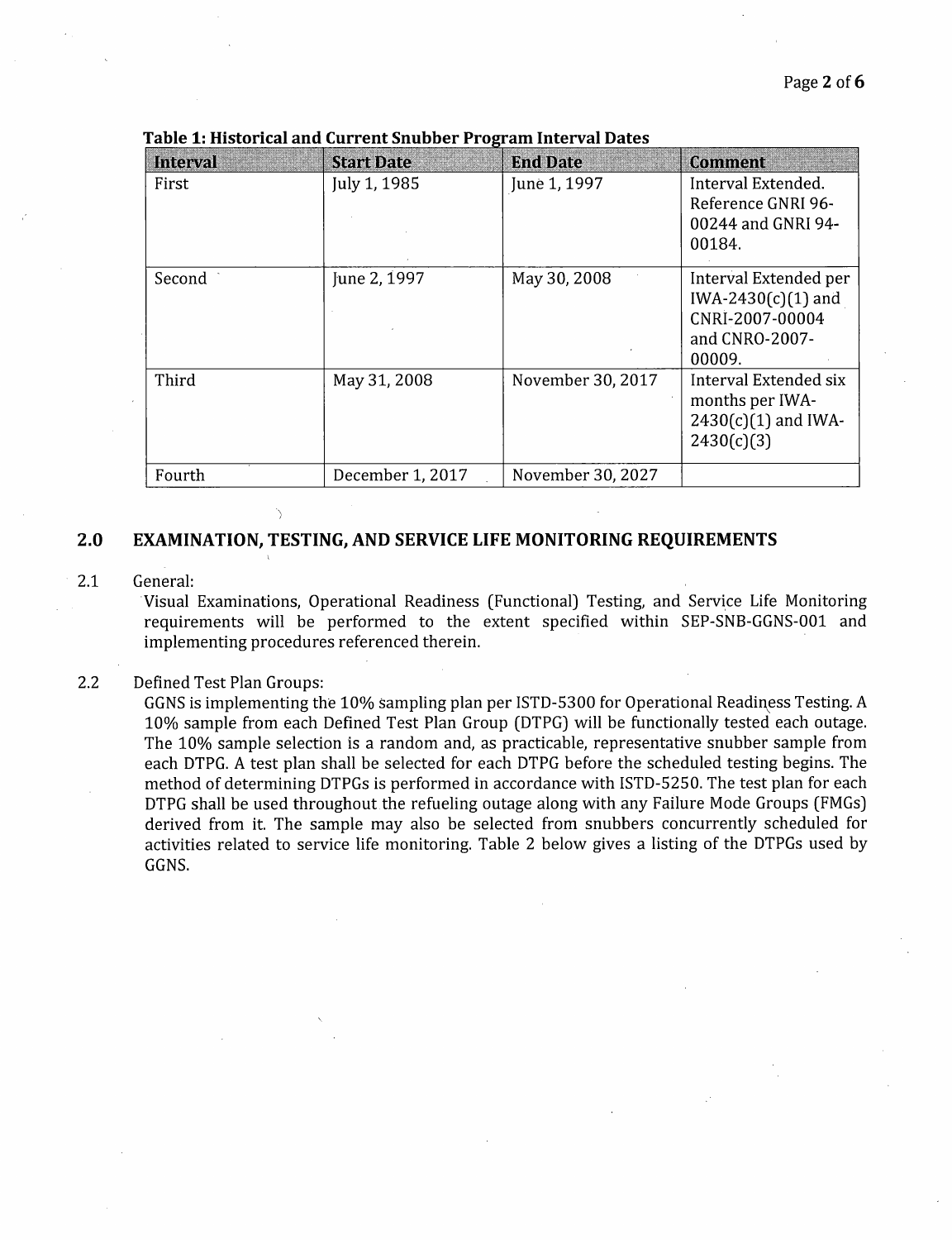**Table 1: Historical and Current Snubber Program Interval Dates**

| Interval | Start Date | End Date | Comment |
|---|---|---|---|
| First | July 1, 1985 | June 1, 1997 | Interval Extended. Reference GNRI 96-00244 and GNRI 94-00184. |
| Second | June 2, 1997 | May 30, 2008 | Interval Extended per IWA-2430(c)(1) and CNRI-2007-00004 and CNRO-2007-00009. |
| Third | May 31, 2008 | November 30, 2017 | Interval Extended six months per IWA-2430(c)(1) and IWA-2430(c)(3) |
| Fourth | December 1, 2017 | November 30, 2027 | |

## 2.0 EXAMINATION, TESTING, AND SERVICE LIFE MONITORING REQUIREMENTS

2.1 General:

Visual Examinations, Operational Readiness (Functional) Testing, and Service Life Monitoring requirements will be performed to the extent specified within SEP-SNB-GGNS-001 and implementing procedures referenced therein.

2.2 Defined Test Plan Groups:

GGNS is implementing the 10% sampling plan per ISTD-5300 for Operational Readiness Testing. A 10% sample from each Defined Test Plan Group (DTPG) will be functionally tested each outage. The 10% sample selection is a random and, as practicable, representative snubber sample from each DTPG. A test plan shall be selected for each DTPG before the scheduled testing begins. The method of determining DTPGs is performed in accordance with ISTD-5250. The test plan for each DTPG shall be used throughout the refueling outage along with any Failure Mode Groups (FMGs) derived from it. The sample may also be selected from snubbers concurrently scheduled for activities related to service life monitoring. Table 2 below gives a listing of the DTPGs used by GGNS.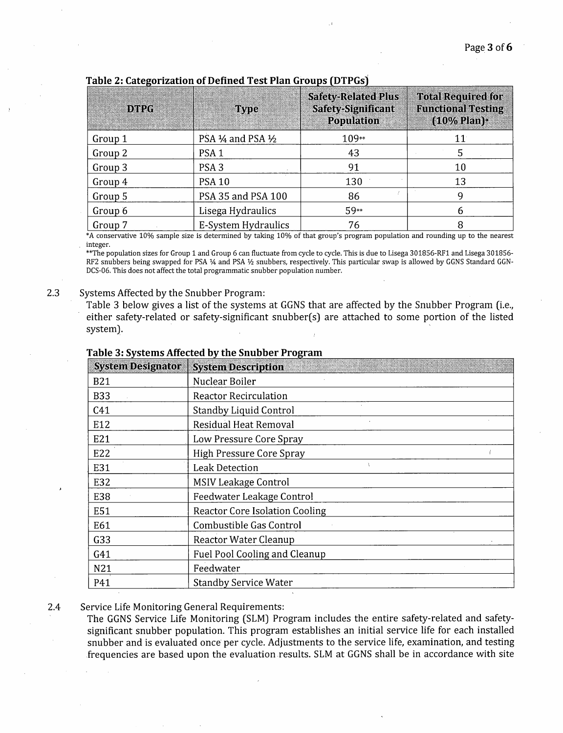**Table 2: Categorization of Defined Test Plan Groups (DTPGs)**

| DTPG | Type | Safety-Related Plus Safety-Significant Population | Total Required for Functional Testing (10% Plan)* |
|---|---|---|---|
| Group 1 | PSA ¼ and PSA ½ | 109** | 11 |
| Group 2 | PSA 1 | 43 | 5 |
| Group 3 | PSA 3 | 91 | 10 |
| Group 4 | PSA 10 | 130 | 13 |
| Group 5 | PSA 35 and PSA 100 | 86 | 9 |
| Group 6 | Lisega Hydraulics | 59** | 6 |
| Group 7 | E-System Hydraulics | 76 | 8 |

*A conservative 10% sample size is determined by taking 10% of that group's program population and rounding up to the nearest integer.

**The population sizes for Group 1 and Group 6 can fluctuate from cycle to cycle. This is due to Lisega 301856-RF1 and Lisega 301856-RF2 snubbers being swapped for PSA ¼ and PSA ½ snubbers, respectively. This particular swap is allowed by GGNS Standard GGN-DCS-06. This does not affect the total programmatic snubber population number.

2.3 Systems Affected by the Snubber Program:

Table 3 below gives a list of the systems at GGNS that are affected by the Snubber Program (i.e., either safety-related or safety-significant snubber(s) are attached to some portion of the listed system).

**Table 3: Systems Affected by the Snubber Program**

| System Designator | System Description |
|---|---|
| B21 | Nuclear Boiler |
| B33 | Reactor Recirculation |
| C41 | Standby Liquid Control |
| E12 | Residual Heat Removal |
| E21 | Low Pressure Core Spray |
| E22 | High Pressure Core Spray |
| E31 | Leak Detection |
| E32 | MSIV Leakage Control |
| E38 | Feedwater Leakage Control |
| E51 | Reactor Core Isolation Cooling |
| E61 | Combustible Gas Control |
| G33 | Reactor Water Cleanup |
| G41 | Fuel Pool Cooling and Cleanup |
| N21 | Feedwater |
| P41 | Standby Service Water |

2.4 Service Life Monitoring General Requirements:

The GGNS Service Life Monitoring (SLM) Program includes the entire safety-related and safety-significant snubber population. This program establishes an initial service life for each installed snubber and is evaluated once per cycle. Adjustments to the service life, examination, and testing frequencies are based upon the evaluation results. SLM at GGNS shall be in accordance with site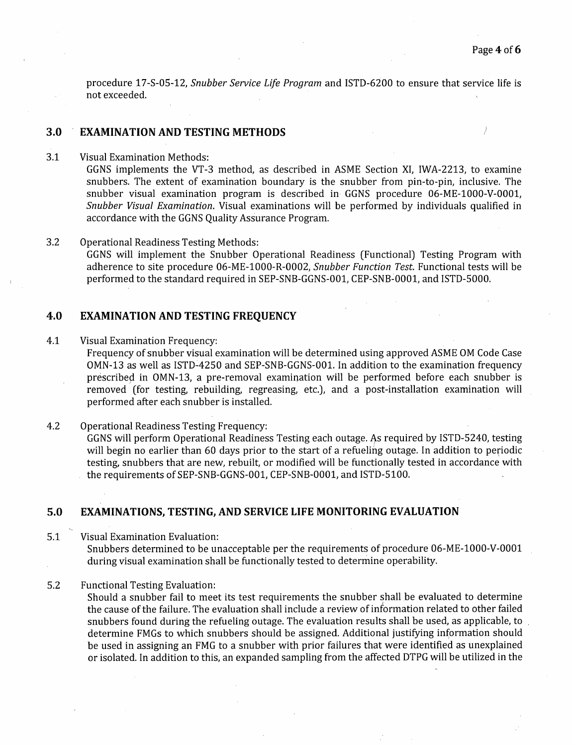procedure 17-S-05-12, *Snubber Service Life Program* and ISTD-6200 to ensure that service life is not exceeded.

## 3.0 EXAMINATION AND TESTING METHODS

3.1 Visual Examination Methods:

GGNS implements the VT-3 method, as described in ASME Section XI, IWA-2213, to examine snubbers. The extent of examination boundary is the snubber from pin-to-pin, inclusive. The snubber visual examination program is described in GGNS procedure 06-ME-1000-V-0001, *Snubber Visual Examination.* Visual examinations will be performed by individuals qualified in accordance with the GGNS Quality Assurance Program.

3.2 Operational Readiness Testing Methods:

GGNS will implement the Snubber Operational Readiness (Functional) Testing Program with adherence to site procedure 06-ME-1000-R-0002, *Snubber Function Test.* Functional tests will be performed to the standard required in SEP-SNB-GGNS-001, CEP-SNB-0001, and ISTD-5000.

## 4.0 EXAMINATION AND TESTING FREQUENCY

4.1 Visual Examination Frequency:

Frequency of snubber visual examination will be determined using approved ASME OM Code Case OMN-13 as well as ISTD-4250 and SEP-SNB-GGNS-001. In addition to the examination frequency prescribed in OMN-13, a pre-removal examination will be performed before each snubber is removed (for testing, rebuilding, regreasing, etc.), and a post-installation examination will performed after each snubber is installed.

4.2 Operational Readiness Testing Frequency:

GGNS will perform Operational Readiness Testing each outage. As required by ISTD-5240, testing will begin no earlier than 60 days prior to the start of a refueling outage. In addition to periodic testing, snubbers that are new, rebuilt, or modified will be functionally tested in accordance with the requirements of SEP-SNB-GGNS-001, CEP-SNB-0001, and ISTD-5100.

## 5.0 EXAMINATIONS, TESTING, AND SERVICE LIFE MONITORING EVALUATION

5.1 Visual Examination Evaluation:

Snubbers determined to be unacceptable per the requirements of procedure 06-ME-1000-V-0001 during visual examination shall be functionally tested to determine operability.

5.2 Functional Testing Evaluation:

Should a snubber fail to meet its test requirements the snubber shall be evaluated to determine the cause of the failure. The evaluation shall include a review of information related to other failed snubbers found during the refueling outage. The evaluation results shall be used, as applicable, to determine FMGs to which snubbers should be assigned. Additional justifying information should be used in assigning an FMG to a snubber with prior failures that were identified as unexplained or isolated. In addition to this, an expanded sampling from the affected DTPG will be utilized in the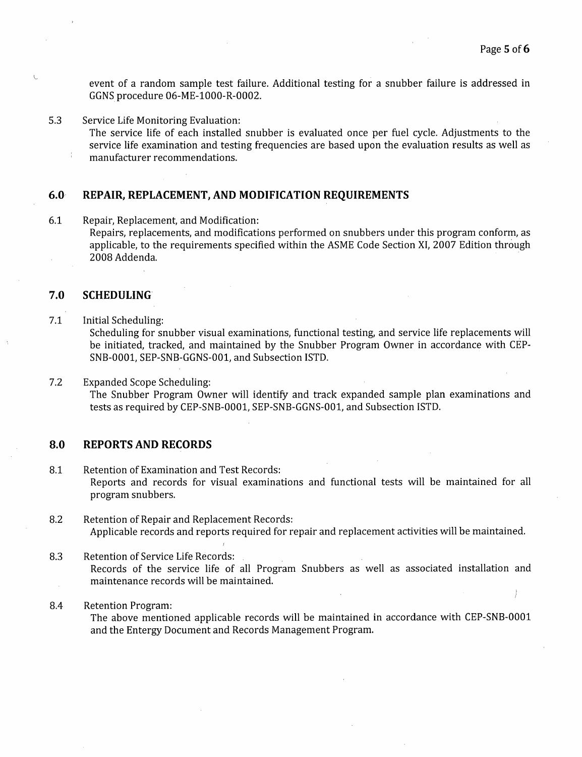event of a random sample test failure. Additional testing for a snubber failure is addressed in GGNS procedure 06-ME-1000-R-0002.

5.3 Service Life Monitoring Evaluation:
The service life of each installed snubber is evaluated once per fuel cycle. Adjustments to the service life examination and testing frequencies are based upon the evaluation results as well as manufacturer recommendations.

## 6.0 REPAIR, REPLACEMENT, AND MODIFICATION REQUIREMENTS

6.1 Repair, Replacement, and Modification:
Repairs, replacements, and modifications performed on snubbers under this program conform, as applicable, to the requirements specified within the ASME Code Section XI, 2007 Edition through 2008 Addenda.

## 7.0 SCHEDULING

7.1 Initial Scheduling:
Scheduling for snubber visual examinations, functional testing, and service life replacements will be initiated, tracked, and maintained by the Snubber Program Owner in accordance with CEP-SNB-0001, SEP-SNB-GGNS-001, and Subsection ISTD.

7.2 Expanded Scope Scheduling:
The Snubber Program Owner will identify and track expanded sample plan examinations and tests as required by CEP-SNB-0001, SEP-SNB-GGNS-001, and Subsection ISTD.

## 8.0 REPORTS AND RECORDS

8.1 Retention of Examination and Test Records:
Reports and records for visual examinations and functional tests will be maintained for all program snubbers.

8.2 Retention of Repair and Replacement Records:
Applicable records and reports required for repair and replacement activities will be maintained.

8.3 Retention of Service Life Records:
Records of the service life of all Program Snubbers as well as associated installation and maintenance records will be maintained.

8.4 Retention Program:
The above mentioned applicable records will be maintained in accordance with CEP-SNB-0001 and the Entergy Document and Records Management Program.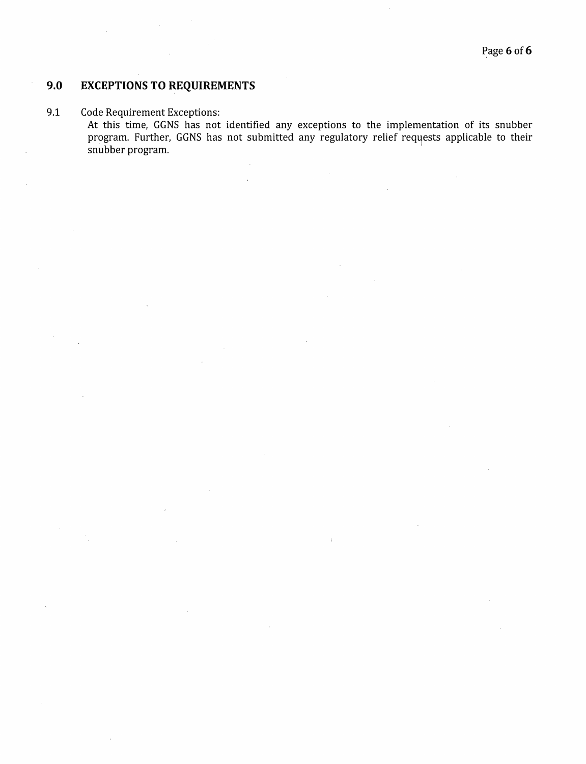## 9.0 EXCEPTIONS TO REQUIREMENTS

9.1 Code Requirement Exceptions:

At this time, GGNS has not identified any exceptions to the implementation of its snubber program. Further, GGNS has not submitted any regulatory relief requests applicable to their snubber program.